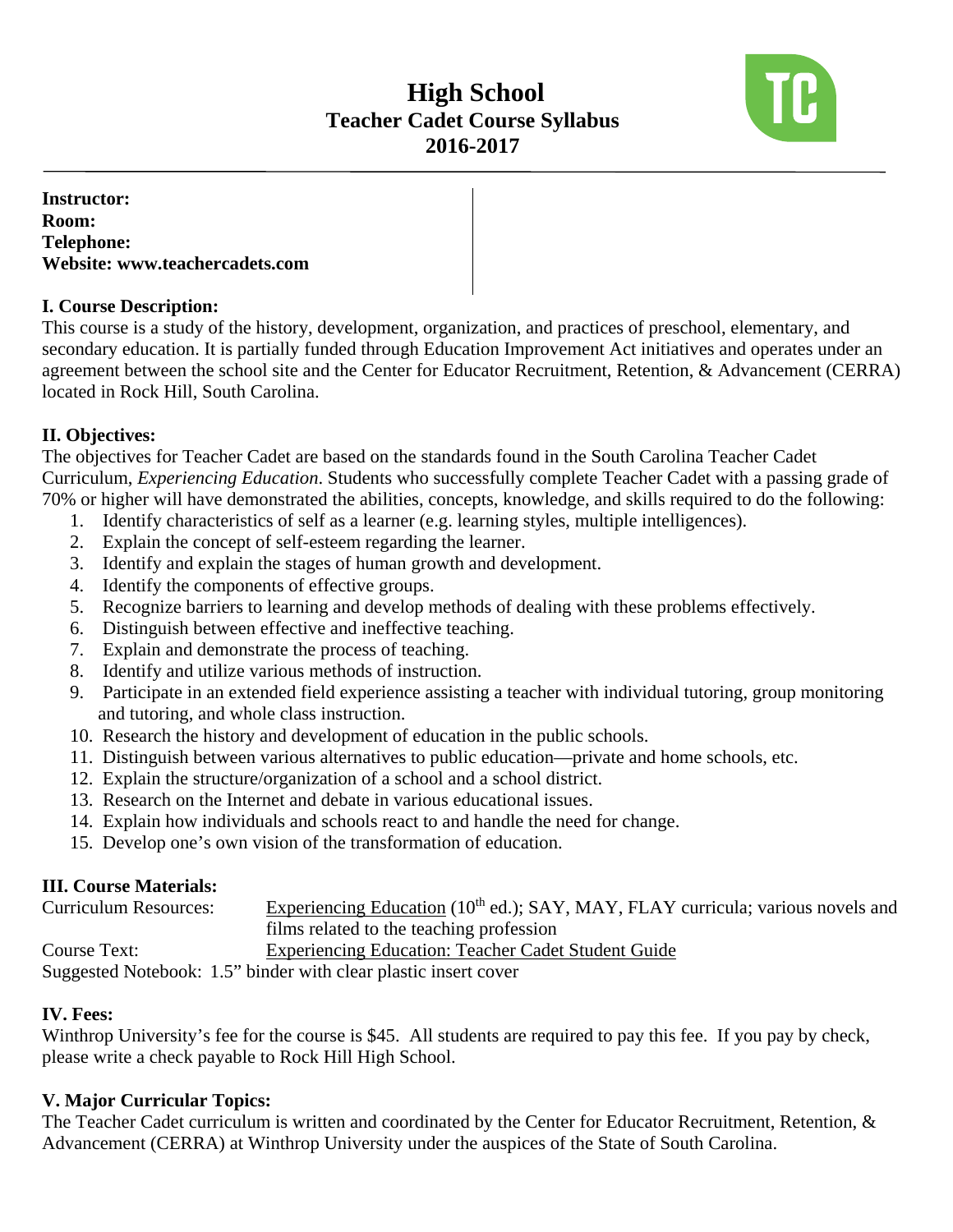# High School
## Teacher Cadet Course Syllabus
## 2016-2017

**Instructor:**
**Room:**
**Telephone:**
**Website: www.teachercadets.com**

**I. Course Description:**

This course is a study of the history, development, organization, and practices of preschool, elementary, and secondary education. It is partially funded through Education Improvement Act initiatives and operates under an agreement between the school site and the Center for Educator Recruitment, Retention, & Advancement (CERRA) located in Rock Hill, South Carolina.

**II. Objectives:**

The objectives for Teacher Cadet are based on the standards found in the South Carolina Teacher Cadet Curriculum, *Experiencing Education*. Students who successfully complete Teacher Cadet with a passing grade of 70% or higher will have demonstrated the abilities, concepts, knowledge, and skills required to do the following:

1. Identify characteristics of self as a learner (e.g. learning styles, multiple intelligences).
2. Explain the concept of self-esteem regarding the learner.
3. Identify and explain the stages of human growth and development.
4. Identify the components of effective groups.
5. Recognize barriers to learning and develop methods of dealing with these problems effectively.
6. Distinguish between effective and ineffective teaching.
7. Explain and demonstrate the process of teaching.
8. Identify and utilize various methods of instruction.
9. Participate in an extended field experience assisting a teacher with individual tutoring, group monitoring and tutoring, and whole class instruction.
10. Research the history and development of education in the public schools.
11. Distinguish between various alternatives to public education—private and home schools, etc.
12. Explain the structure/organization of a school and a school district.
13. Research on the Internet and debate in various educational issues.
14. Explain how individuals and schools react to and handle the need for change.
15. Develop one's own vision of the transformation of education.

**III. Course Materials:**

Curriculum Resources: Experiencing Education (10th ed.); SAY, MAY, FLAY curricula; various novels and films related to the teaching profession

Course Text: Experiencing Education: Teacher Cadet Student Guide

Suggested Notebook: 1.5" binder with clear plastic insert cover

**IV. Fees:**

Winthrop University's fee for the course is $45. All students are required to pay this fee. If you pay by check, please write a check payable to Rock Hill High School.

**V. Major Curricular Topics:**

The Teacher Cadet curriculum is written and coordinated by the Center for Educator Recruitment, Retention, & Advancement (CERRA) at Winthrop University under the auspices of the State of South Carolina.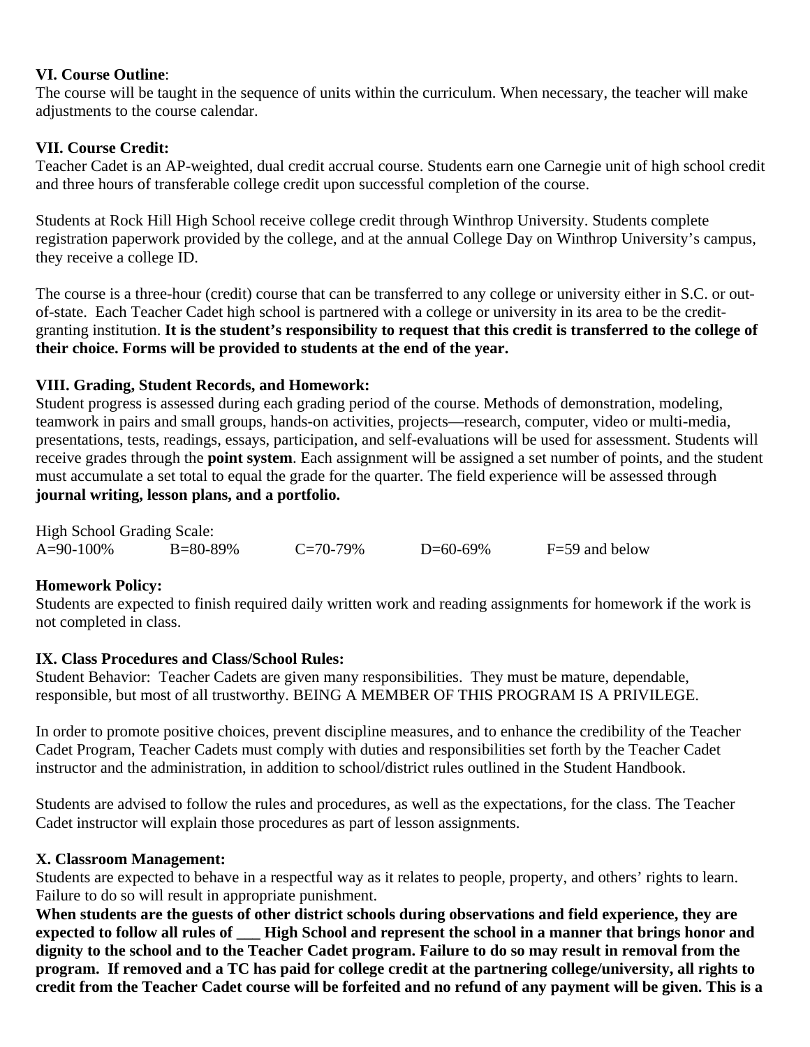**VI. Course Outline**:
The course will be taught in the sequence of units within the curriculum. When necessary, the teacher will make adjustments to the course calendar.

**VII. Course Credit:**
Teacher Cadet is an AP-weighted, dual credit accrual course. Students earn one Carnegie unit of high school credit and three hours of transferable college credit upon successful completion of the course.

Students at Rock Hill High School receive college credit through Winthrop University. Students complete registration paperwork provided by the college, and at the annual College Day on Winthrop University's campus, they receive a college ID.

The course is a three-hour (credit) course that can be transferred to any college or university either in S.C. or out-of-state. Each Teacher Cadet high school is partnered with a college or university in its area to be the credit-granting institution. **It is the student's responsibility to request that this credit is transferred to the college of their choice. Forms will be provided to students at the end of the year.**

**VIII. Grading, Student Records, and Homework:**
Student progress is assessed during each grading period of the course. Methods of demonstration, modeling, teamwork in pairs and small groups, hands-on activities, projects—research, computer, video or multi-media, presentations, tests, readings, essays, participation, and self-evaluations will be used for assessment. Students will receive grades through the **point system**. Each assignment will be assigned a set number of points, and the student must accumulate a set total to equal the grade for the quarter. The field experience will be assessed through **journal writing, lesson plans, and a portfolio.**

High School Grading Scale:

| A=90-100% | B=80-89% | C=70-79% | D=60-69% | F=59 and below |
|---|---|---|---|---|

**Homework Policy:**
Students are expected to finish required daily written work and reading assignments for homework if the work is not completed in class.

**IX. Class Procedures and Class/School Rules:**
Student Behavior: Teacher Cadets are given many responsibilities. They must be mature, dependable, responsible, but most of all trustworthy. BEING A MEMBER OF THIS PROGRAM IS A PRIVILEGE.

In order to promote positive choices, prevent discipline measures, and to enhance the credibility of the Teacher Cadet Program, Teacher Cadets must comply with duties and responsibilities set forth by the Teacher Cadet instructor and the administration, in addition to school/district rules outlined in the Student Handbook.

Students are advised to follow the rules and procedures, as well as the expectations, for the class. The Teacher Cadet instructor will explain those procedures as part of lesson assignments.

**X. Classroom Management:**
Students are expected to behave in a respectful way as it relates to people, property, and others' rights to learn. Failure to do so will result in appropriate punishment.
**When students are the guests of other district schools during observations and field experience, they are expected to follow all rules of ___ High School and represent the school in a manner that brings honor and dignity to the school and to the Teacher Cadet program. Failure to do so may result in removal from the program. If removed and a TC has paid for college credit at the partnering college/university, all rights to credit from the Teacher Cadet course will be forfeited and no refund of any payment will be given. This is a**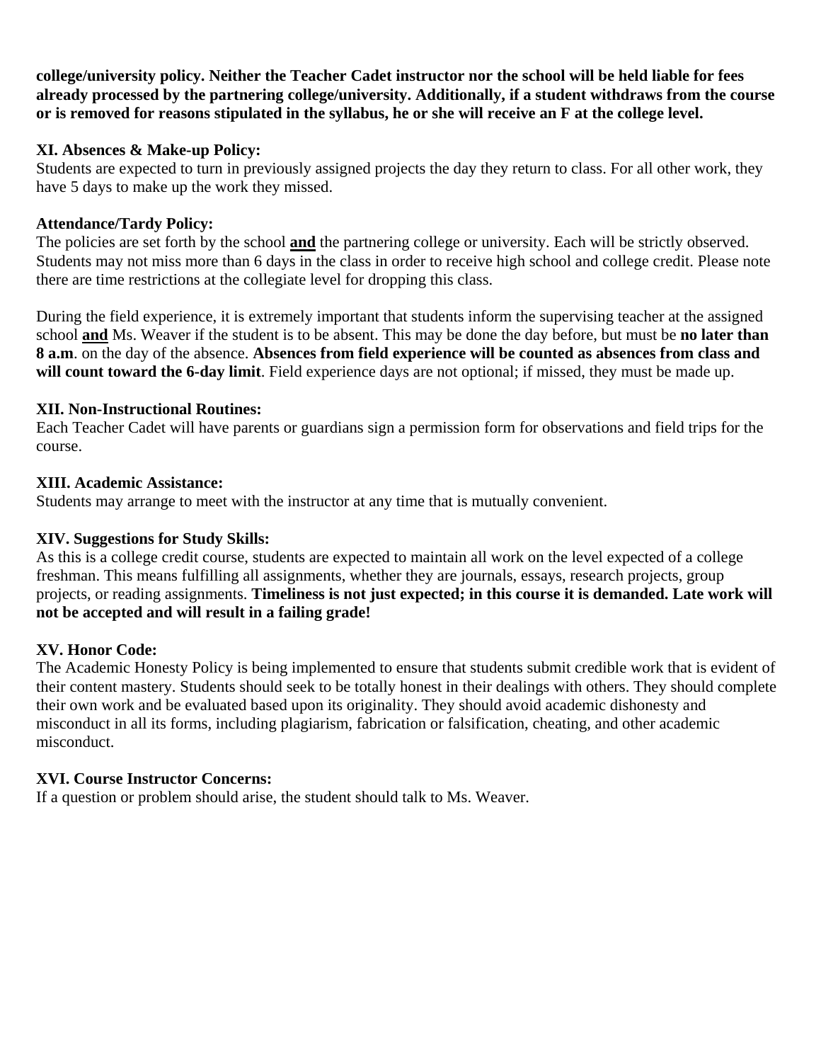**college/university policy. Neither the Teacher Cadet instructor nor the school will be held liable for fees already processed by the partnering college/university. Additionally, if a student withdraws from the course or is removed for reasons stipulated in the syllabus, he or she will receive an F at the college level.**

**XI. Absences & Make-up Policy:**
Students are expected to turn in previously assigned projects the day they return to class. For all other work, they have 5 days to make up the work they missed.

**Attendance/Tardy Policy:**
The policies are set forth by the school **and** the partnering college or university. Each will be strictly observed. Students may not miss more than 6 days in the class in order to receive high school and college credit. Please note there are time restrictions at the collegiate level for dropping this class.

During the field experience, it is extremely important that students inform the supervising teacher at the assigned school **and** Ms. Weaver if the student is to be absent. This may be done the day before, but must be **no later than 8 a.m**. on the day of the absence. **Absences from field experience will be counted as absences from class and will count toward the 6-day limit**. Field experience days are not optional; if missed, they must be made up.

**XII. Non-Instructional Routines:**
Each Teacher Cadet will have parents or guardians sign a permission form for observations and field trips for the course.

**XIII. Academic Assistance:**
Students may arrange to meet with the instructor at any time that is mutually convenient.

**XIV. Suggestions for Study Skills:**
As this is a college credit course, students are expected to maintain all work on the level expected of a college freshman. This means fulfilling all assignments, whether they are journals, essays, research projects, group projects, or reading assignments. **Timeliness is not just expected; in this course it is demanded. Late work will not be accepted and will result in a failing grade!**

**XV. Honor Code:**
The Academic Honesty Policy is being implemented to ensure that students submit credible work that is evident of their content mastery. Students should seek to be totally honest in their dealings with others. They should complete their own work and be evaluated based upon its originality. They should avoid academic dishonesty and misconduct in all its forms, including plagiarism, fabrication or falsification, cheating, and other academic misconduct.

**XVI. Course Instructor Concerns:**
If a question or problem should arise, the student should talk to Ms. Weaver.